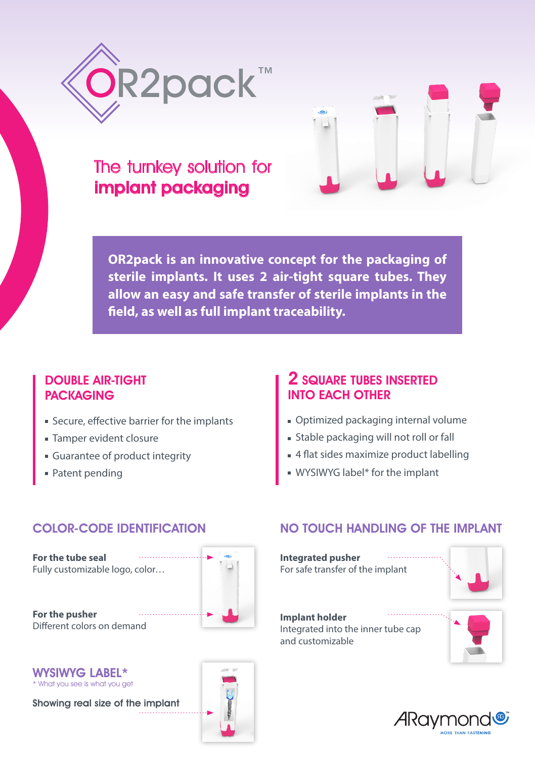# OR2pack™

## The turnkey solution for **implant packaging**

**OR2pack is an innovative concept for the packaging of sterile implants. It uses 2 air-tight square tubes. They allow an easy and safe transfer of sterile implants in the field, as well as full implant traceability.**

### DOUBLE AIR-TIGHT PACKAGING

- Secure, effective barrier for the implants
- Tamper evident closure
- Guarantee of product integrity
- Patent pending

### 2 SQUARE TUBES INSERTED INTO EACH OTHER

- Optimized packaging internal volume
- Stable packaging will not roll or fall
- 4 flat sides maximize product labelling
- WYSIWYG label* for the implant

### COLOR-CODE IDENTIFICATION

**For the tube seal**
Fully customizable logo, color…

**For the pusher**
Different colors on demand

### WYSIWYG LABEL*

\* What you see is what you get

Showing real size of the implant

### NO TOUCH HANDLING OF THE IMPLANT

**Integrated pusher**
For safe transfer of the implant

**Implant holder**
Integrated into the inner tube cap and customizable

ARaymond™ MORE THAN FASTENING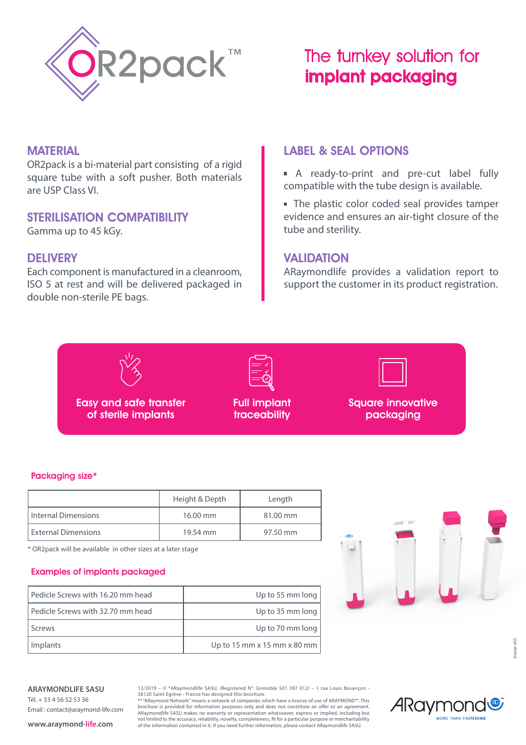# OR2pack™

## The turnkey solution for **implant packaging**

### MATERIAL
OR2pack is a bi-material part consisting of a rigid square tube with a soft pusher. Both materials are USP Class VI.

### STERILISATION COMPATIBILITY
Gamma up to 45 kGy.

### DELIVERY
Each component is manufactured in a cleanroom, ISO 5 at rest and will be delivered packaged in double non-sterile PE bags.

### LABEL & SEAL OPTIONS
- A ready-to-print and pre-cut label fully compatible with the tube design is available.
- The plastic color coded seal provides tamper evidence and ensures an air-tight closure of the tube and sterility.

### VALIDATION
ARaymondlife provides a validation report to support the customer in its product registration.

**Easy and safe transfer of sterile implants**

**Full implant traceability**

**Square innovative packaging**

#### Packaging size*

| | Height & Depth | Length |
|---|---|---|
| Internal Dimensions | 16.00 mm | 81.00 mm |
| External Dimensions | 19.54 mm | 97.50 mm |

* OR2pack will be available in other sizes at a later stage

#### Examples of implants packaged

| | |
|---|---|
| Pedicle Screws with 16.20 mm head | Up to 55 mm long |
| Pedicle Screws with 32.70 mm head | Up to 35 mm long |
| Screws | Up to 70 mm long |
| Implants | Up to 15 mm x 15 mm x 80 mm |

Atelier 405

**ARAYMONDLIFE SASU**
Tél. + 33 4 56 52 53 36
Email : contact@araymond-life.com

**www.araymond-life.com**

12/2019 – © *ARaymondlife SASU, (Registered N°: Grenoble 501 397 012) – 1 rue Louis Besançon - 38120 Saint Egrève - France has designed this brochure.
** "ARaymond Network" means a network of companies which have a license of use of ARAYMOND™. This brochure is provided for information purposes only and does not constitute an offer or an agreement. ARaymondlife SASU makes no warranty or representation whatsoever, express or implied, including but not limited to the accuracy, reliability, novelty, completeness, fit for a particular purpose or merchantability of the information contained in it. If you need further information, please contact ARaymondlife SASU.

ARaymond™ MORE THAN FASTENING